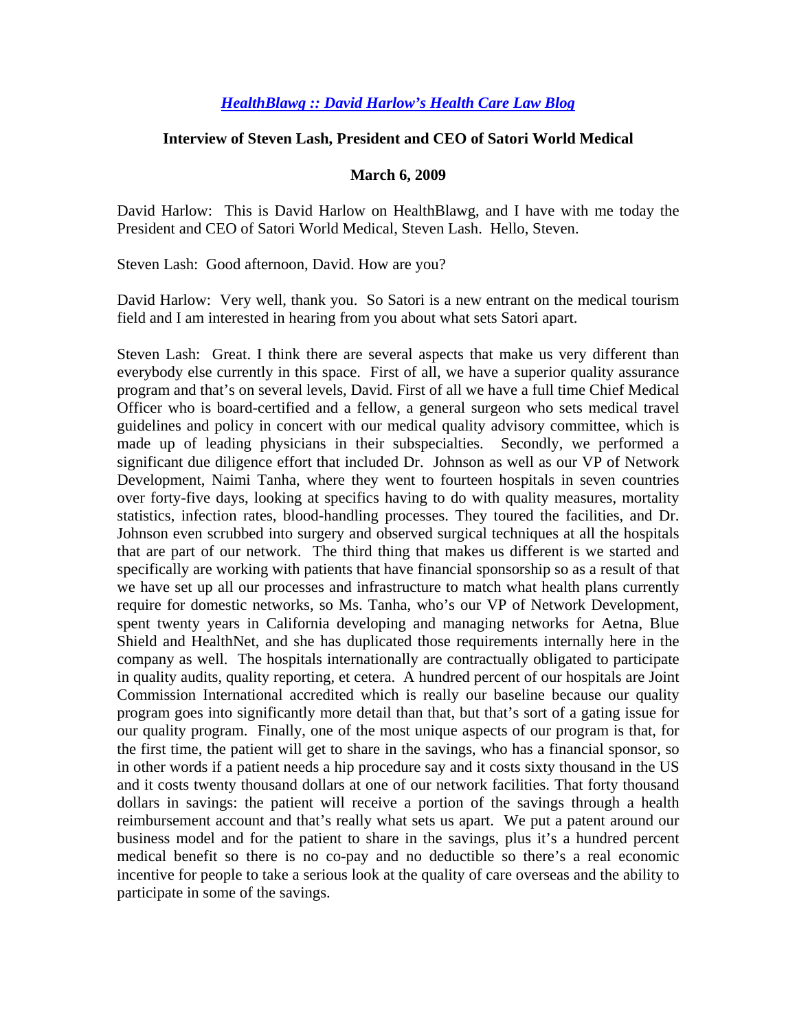[*HealthBlawg :: David Harlow's Health Care Law Blog*]()

**Interview of Steven Lash, President and CEO of Satori World Medical**

**March 6, 2009**

David Harlow: This is David Harlow on HealthBlawg, and I have with me today the President and CEO of Satori World Medical, Steven Lash. Hello, Steven.

Steven Lash: Good afternoon, David. How are you?

David Harlow: Very well, thank you. So Satori is a new entrant on the medical tourism field and I am interested in hearing from you about what sets Satori apart.

Steven Lash: Great. I think there are several aspects that make us very different than everybody else currently in this space. First of all, we have a superior quality assurance program and that's on several levels, David. First of all we have a full time Chief Medical Officer who is board-certified and a fellow, a general surgeon who sets medical travel guidelines and policy in concert with our medical quality advisory committee, which is made up of leading physicians in their subspecialties. Secondly, we performed a significant due diligence effort that included Dr. Johnson as well as our VP of Network Development, Naimi Tanha, where they went to fourteen hospitals in seven countries over forty-five days, looking at specifics having to do with quality measures, mortality statistics, infection rates, blood-handling processes. They toured the facilities, and Dr. Johnson even scrubbed into surgery and observed surgical techniques at all the hospitals that are part of our network. The third thing that makes us different is we started and specifically are working with patients that have financial sponsorship so as a result of that we have set up all our processes and infrastructure to match what health plans currently require for domestic networks, so Ms. Tanha, who's our VP of Network Development, spent twenty years in California developing and managing networks for Aetna, Blue Shield and HealthNet, and she has duplicated those requirements internally here in the company as well. The hospitals internationally are contractually obligated to participate in quality audits, quality reporting, et cetera. A hundred percent of our hospitals are Joint Commission International accredited which is really our baseline because our quality program goes into significantly more detail than that, but that's sort of a gating issue for our quality program. Finally, one of the most unique aspects of our program is that, for the first time, the patient will get to share in the savings, who has a financial sponsor, so in other words if a patient needs a hip procedure say and it costs sixty thousand in the US and it costs twenty thousand dollars at one of our network facilities. That forty thousand dollars in savings: the patient will receive a portion of the savings through a health reimbursement account and that's really what sets us apart. We put a patent around our business model and for the patient to share in the savings, plus it's a hundred percent medical benefit so there is no co-pay and no deductible so there's a real economic incentive for people to take a serious look at the quality of care overseas and the ability to participate in some of the savings.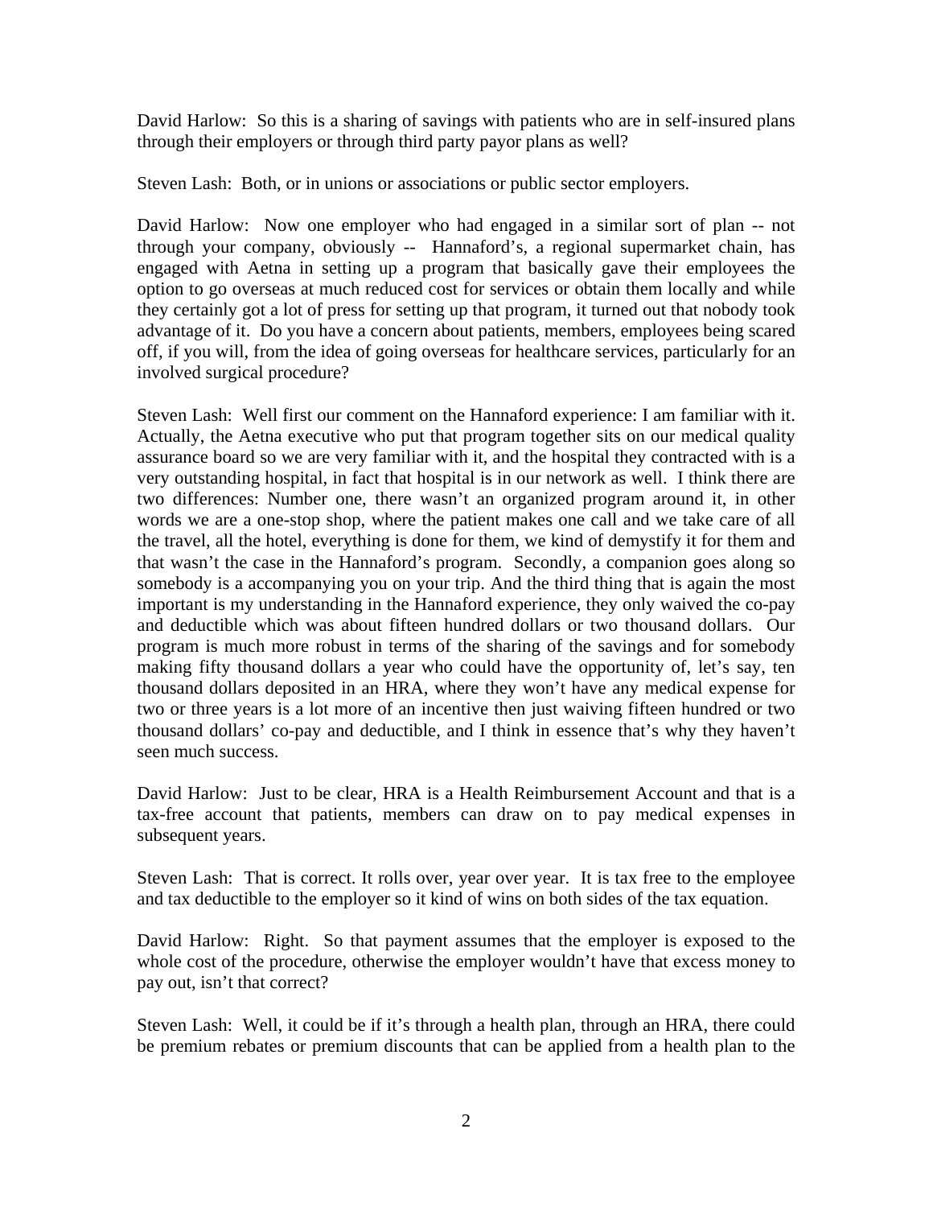David Harlow: So this is a sharing of savings with patients who are in self-insured plans through their employers or through third party payor plans as well?

Steven Lash: Both, or in unions or associations or public sector employers.

David Harlow: Now one employer who had engaged in a similar sort of plan -- not through your company, obviously -- Hannaford's, a regional supermarket chain, has engaged with Aetna in setting up a program that basically gave their employees the option to go overseas at much reduced cost for services or obtain them locally and while they certainly got a lot of press for setting up that program, it turned out that nobody took advantage of it. Do you have a concern about patients, members, employees being scared off, if you will, from the idea of going overseas for healthcare services, particularly for an involved surgical procedure?

Steven Lash: Well first our comment on the Hannaford experience: I am familiar with it. Actually, the Aetna executive who put that program together sits on our medical quality assurance board so we are very familiar with it, and the hospital they contracted with is a very outstanding hospital, in fact that hospital is in our network as well. I think there are two differences: Number one, there wasn't an organized program around it, in other words we are a one-stop shop, where the patient makes one call and we take care of all the travel, all the hotel, everything is done for them, we kind of demystify it for them and that wasn't the case in the Hannaford's program. Secondly, a companion goes along so somebody is a accompanying you on your trip. And the third thing that is again the most important is my understanding in the Hannaford experience, they only waived the co-pay and deductible which was about fifteen hundred dollars or two thousand dollars. Our program is much more robust in terms of the sharing of the savings and for somebody making fifty thousand dollars a year who could have the opportunity of, let's say, ten thousand dollars deposited in an HRA, where they won't have any medical expense for two or three years is a lot more of an incentive then just waiving fifteen hundred or two thousand dollars' co-pay and deductible, and I think in essence that's why they haven't seen much success.

David Harlow: Just to be clear, HRA is a Health Reimbursement Account and that is a tax-free account that patients, members can draw on to pay medical expenses in subsequent years.

Steven Lash: That is correct. It rolls over, year over year. It is tax free to the employee and tax deductible to the employer so it kind of wins on both sides of the tax equation.

David Harlow: Right. So that payment assumes that the employer is exposed to the whole cost of the procedure, otherwise the employer wouldn't have that excess money to pay out, isn't that correct?

Steven Lash: Well, it could be if it's through a health plan, through an HRA, there could be premium rebates or premium discounts that can be applied from a health plan to the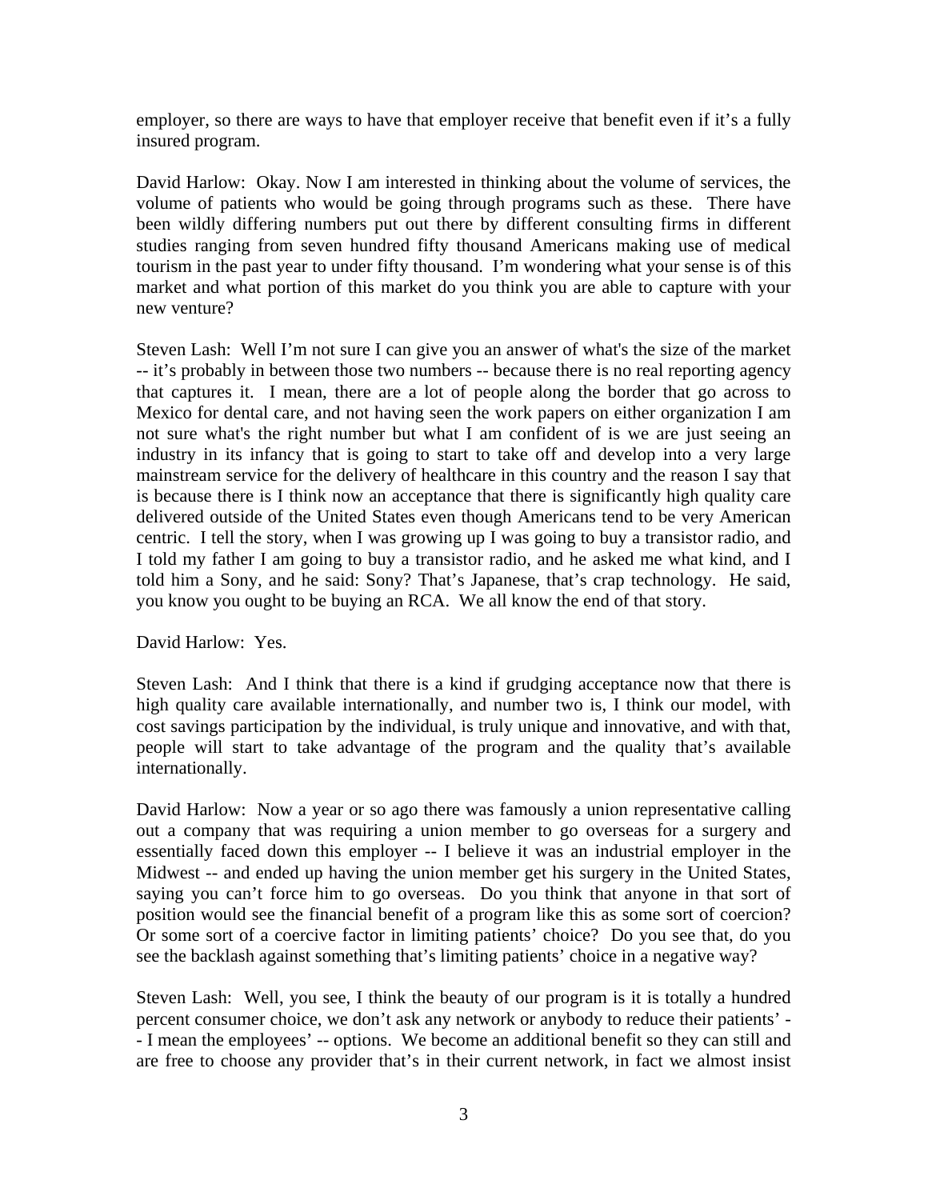employer, so there are ways to have that employer receive that benefit even if it's a fully insured program.

David Harlow: Okay. Now I am interested in thinking about the volume of services, the volume of patients who would be going through programs such as these. There have been wildly differing numbers put out there by different consulting firms in different studies ranging from seven hundred fifty thousand Americans making use of medical tourism in the past year to under fifty thousand. I'm wondering what your sense is of this market and what portion of this market do you think you are able to capture with your new venture?

Steven Lash: Well I'm not sure I can give you an answer of what's the size of the market -- it's probably in between those two numbers -- because there is no real reporting agency that captures it. I mean, there are a lot of people along the border that go across to Mexico for dental care, and not having seen the work papers on either organization I am not sure what's the right number but what I am confident of is we are just seeing an industry in its infancy that is going to start to take off and develop into a very large mainstream service for the delivery of healthcare in this country and the reason I say that is because there is I think now an acceptance that there is significantly high quality care delivered outside of the United States even though Americans tend to be very American centric. I tell the story, when I was growing up I was going to buy a transistor radio, and I told my father I am going to buy a transistor radio, and he asked me what kind, and I told him a Sony, and he said: Sony? That's Japanese, that's crap technology. He said, you know you ought to be buying an RCA. We all know the end of that story.

David Harlow: Yes.

Steven Lash: And I think that there is a kind if grudging acceptance now that there is high quality care available internationally, and number two is, I think our model, with cost savings participation by the individual, is truly unique and innovative, and with that, people will start to take advantage of the program and the quality that's available internationally.

David Harlow: Now a year or so ago there was famously a union representative calling out a company that was requiring a union member to go overseas for a surgery and essentially faced down this employer -- I believe it was an industrial employer in the Midwest -- and ended up having the union member get his surgery in the United States, saying you can't force him to go overseas. Do you think that anyone in that sort of position would see the financial benefit of a program like this as some sort of coercion? Or some sort of a coercive factor in limiting patients' choice? Do you see that, do you see the backlash against something that's limiting patients' choice in a negative way?

Steven Lash: Well, you see, I think the beauty of our program is it is totally a hundred percent consumer choice, we don't ask any network or anybody to reduce their patients' -- I mean the employees' -- options. We become an additional benefit so they can still and are free to choose any provider that's in their current network, in fact we almost insist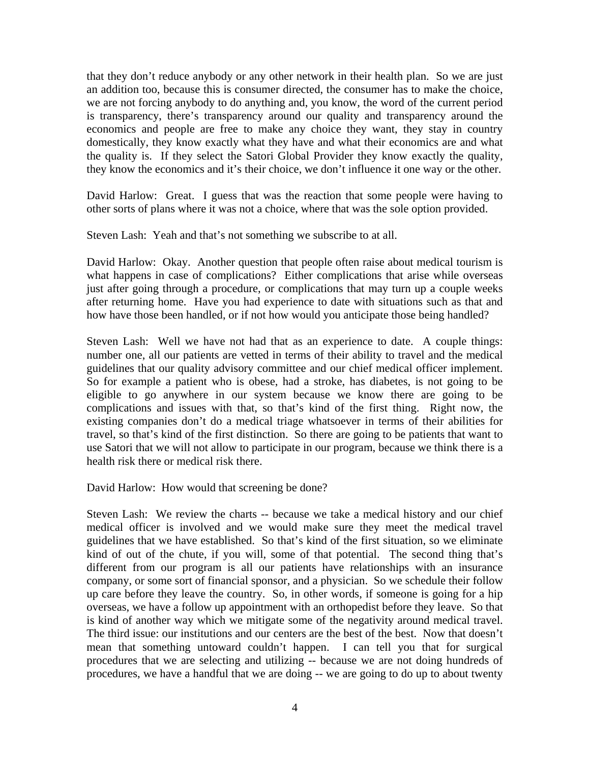that they don't reduce anybody or any other network in their health plan. So we are just an addition too, because this is consumer directed, the consumer has to make the choice, we are not forcing anybody to do anything and, you know, the word of the current period is transparency, there's transparency around our quality and transparency around the economics and people are free to make any choice they want, they stay in country domestically, they know exactly what they have and what their economics are and what the quality is. If they select the Satori Global Provider they know exactly the quality, they know the economics and it's their choice, we don't influence it one way or the other.

David Harlow: Great. I guess that was the reaction that some people were having to other sorts of plans where it was not a choice, where that was the sole option provided.

Steven Lash: Yeah and that's not something we subscribe to at all.

David Harlow: Okay. Another question that people often raise about medical tourism is what happens in case of complications? Either complications that arise while overseas just after going through a procedure, or complications that may turn up a couple weeks after returning home. Have you had experience to date with situations such as that and how have those been handled, or if not how would you anticipate those being handled?

Steven Lash: Well we have not had that as an experience to date. A couple things: number one, all our patients are vetted in terms of their ability to travel and the medical guidelines that our quality advisory committee and our chief medical officer implement. So for example a patient who is obese, had a stroke, has diabetes, is not going to be eligible to go anywhere in our system because we know there are going to be complications and issues with that, so that's kind of the first thing. Right now, the existing companies don't do a medical triage whatsoever in terms of their abilities for travel, so that's kind of the first distinction. So there are going to be patients that want to use Satori that we will not allow to participate in our program, because we think there is a health risk there or medical risk there.

David Harlow: How would that screening be done?

Steven Lash: We review the charts -- because we take a medical history and our chief medical officer is involved and we would make sure they meet the medical travel guidelines that we have established. So that's kind of the first situation, so we eliminate kind of out of the chute, if you will, some of that potential. The second thing that's different from our program is all our patients have relationships with an insurance company, or some sort of financial sponsor, and a physician. So we schedule their follow up care before they leave the country. So, in other words, if someone is going for a hip overseas, we have a follow up appointment with an orthopedist before they leave. So that is kind of another way which we mitigate some of the negativity around medical travel. The third issue: our institutions and our centers are the best of the best. Now that doesn't mean that something untoward couldn't happen. I can tell you that for surgical procedures that we are selecting and utilizing -- because we are not doing hundreds of procedures, we have a handful that we are doing -- we are going to do up to about twenty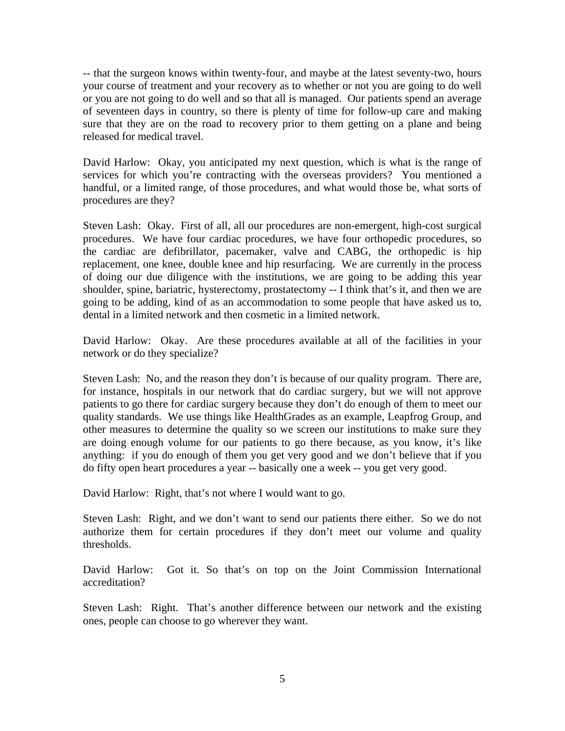-- that the surgeon knows within twenty-four, and maybe at the latest seventy-two, hours your course of treatment and your recovery as to whether or not you are going to do well or you are not going to do well and so that all is managed. Our patients spend an average of seventeen days in country, so there is plenty of time for follow-up care and making sure that they are on the road to recovery prior to them getting on a plane and being released for medical travel.

David Harlow: Okay, you anticipated my next question, which is what is the range of services for which you're contracting with the overseas providers? You mentioned a handful, or a limited range, of those procedures, and what would those be, what sorts of procedures are they?

Steven Lash: Okay. First of all, all our procedures are non-emergent, high-cost surgical procedures. We have four cardiac procedures, we have four orthopedic procedures, so the cardiac are defibrillator, pacemaker, valve and CABG, the orthopedic is hip replacement, one knee, double knee and hip resurfacing. We are currently in the process of doing our due diligence with the institutions, we are going to be adding this year shoulder, spine, bariatric, hysterectomy, prostatectomy -- I think that's it, and then we are going to be adding, kind of as an accommodation to some people that have asked us to, dental in a limited network and then cosmetic in a limited network.

David Harlow: Okay. Are these procedures available at all of the facilities in your network or do they specialize?

Steven Lash: No, and the reason they don't is because of our quality program. There are, for instance, hospitals in our network that do cardiac surgery, but we will not approve patients to go there for cardiac surgery because they don't do enough of them to meet our quality standards. We use things like HealthGrades as an example, Leapfrog Group, and other measures to determine the quality so we screen our institutions to make sure they are doing enough volume for our patients to go there because, as you know, it's like anything: if you do enough of them you get very good and we don't believe that if you do fifty open heart procedures a year -- basically one a week -- you get very good.

David Harlow: Right, that's not where I would want to go.

Steven Lash: Right, and we don't want to send our patients there either. So we do not authorize them for certain procedures if they don't meet our volume and quality thresholds.

David Harlow: Got it. So that's on top on the Joint Commission International accreditation?

Steven Lash: Right. That's another difference between our network and the existing ones, people can choose to go wherever they want.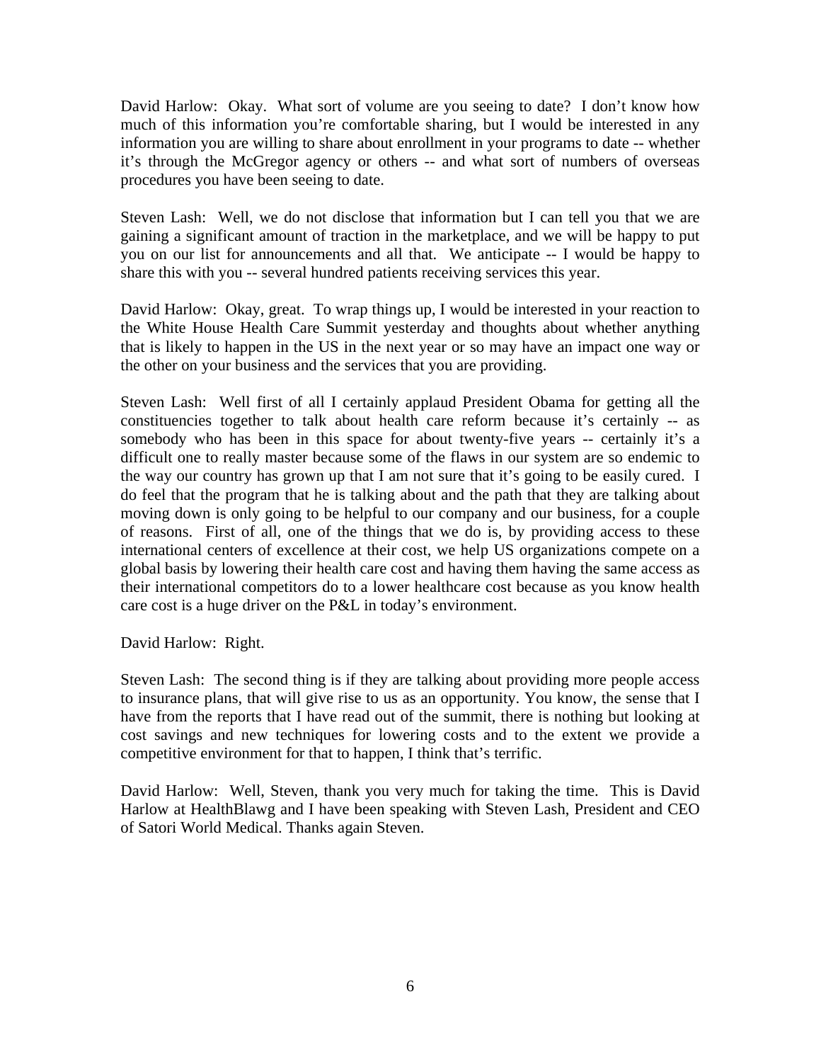David Harlow: Okay. What sort of volume are you seeing to date? I don't know how much of this information you're comfortable sharing, but I would be interested in any information you are willing to share about enrollment in your programs to date -- whether it's through the McGregor agency or others -- and what sort of numbers of overseas procedures you have been seeing to date.

Steven Lash: Well, we do not disclose that information but I can tell you that we are gaining a significant amount of traction in the marketplace, and we will be happy to put you on our list for announcements and all that. We anticipate -- I would be happy to share this with you -- several hundred patients receiving services this year.

David Harlow: Okay, great. To wrap things up, I would be interested in your reaction to the White House Health Care Summit yesterday and thoughts about whether anything that is likely to happen in the US in the next year or so may have an impact one way or the other on your business and the services that you are providing.

Steven Lash: Well first of all I certainly applaud President Obama for getting all the constituencies together to talk about health care reform because it's certainly -- as somebody who has been in this space for about twenty-five years -- certainly it's a difficult one to really master because some of the flaws in our system are so endemic to the way our country has grown up that I am not sure that it's going to be easily cured. I do feel that the program that he is talking about and the path that they are talking about moving down is only going to be helpful to our company and our business, for a couple of reasons. First of all, one of the things that we do is, by providing access to these international centers of excellence at their cost, we help US organizations compete on a global basis by lowering their health care cost and having them having the same access as their international competitors do to a lower healthcare cost because as you know health care cost is a huge driver on the P&L in today's environment.

David Harlow: Right.

Steven Lash: The second thing is if they are talking about providing more people access to insurance plans, that will give rise to us as an opportunity. You know, the sense that I have from the reports that I have read out of the summit, there is nothing but looking at cost savings and new techniques for lowering costs and to the extent we provide a competitive environment for that to happen, I think that's terrific.

David Harlow: Well, Steven, thank you very much for taking the time. This is David Harlow at HealthBlawg and I have been speaking with Steven Lash, President and CEO of Satori World Medical. Thanks again Steven.